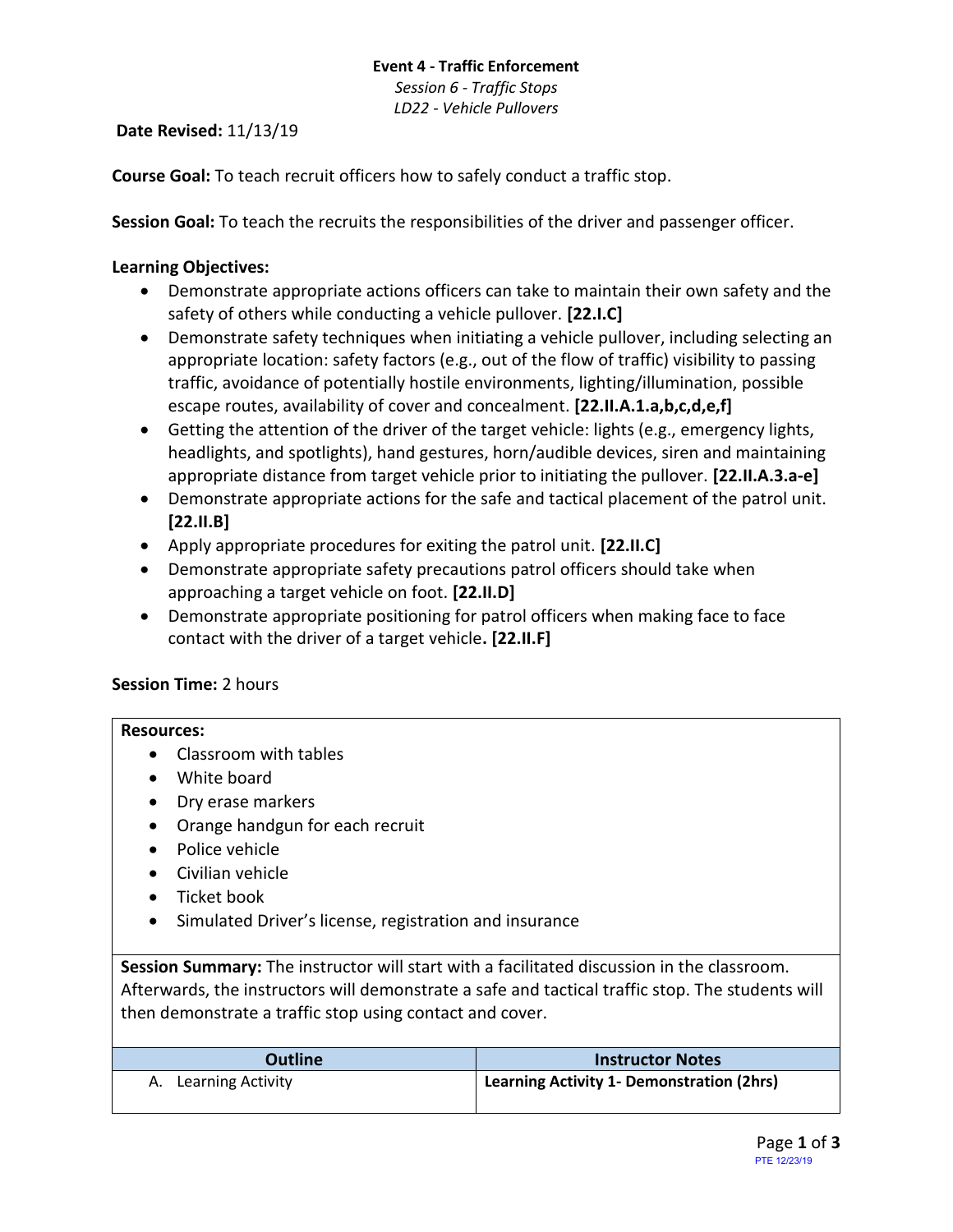**Event 4 - Traffic Enforcement**

*Session 6 - Traffic Stops*

*LD22 - Vehicle Pullovers*

**Date Revised:** 11/13/19

**Course Goal:** To teach recruit officers how to safely conduct a traffic stop.

**Session Goal:** To teach the recruits the responsibilities of the driver and passenger officer.

**Learning Objectives:**

- Demonstrate appropriate actions officers can take to maintain their own safety and the safety of others while conducting a vehicle pullover. **[22.I.C]**
- Demonstrate safety techniques when initiating a vehicle pullover, including selecting an appropriate location: safety factors (e.g., out of the flow of traffic) visibility to passing traffic, avoidance of potentially hostile environments, lighting/illumination, possible escape routes, availability of cover and concealment. **[22.II.A.1.a,b,c,d,e,f]**
- Getting the attention of the driver of the target vehicle: lights (e.g., emergency lights, headlights, and spotlights), hand gestures, horn/audible devices, siren and maintaining appropriate distance from target vehicle prior to initiating the pullover. **[22.II.A.3.a-e]**
- Demonstrate appropriate actions for the safe and tactical placement of the patrol unit. **[22.II.B]**
- Apply appropriate procedures for exiting the patrol unit. **[22.II.C]**
- Demonstrate appropriate safety precautions patrol officers should take when approaching a target vehicle on foot. **[22.II.D]**
- Demonstrate appropriate positioning for patrol officers when making face to face contact with the driver of a target vehicle**. [22.II.F]**

**Session Time:** 2 hours

**Resources:**

- Classroom with tables
- White board
- Dry erase markers
- Orange handgun for each recruit
- Police vehicle
- Civilian vehicle
- Ticket book
- Simulated Driver's license, registration and insurance

**Session Summary:** The instructor will start with a facilitated discussion in the classroom. Afterwards, the instructors will demonstrate a safe and tactical traffic stop. The students will then demonstrate a traffic stop using contact and cover.

| Outline | Instructor Notes |
| --- | --- |
| A. Learning Activity | **Learning Activity 1- Demonstration (2hrs)** |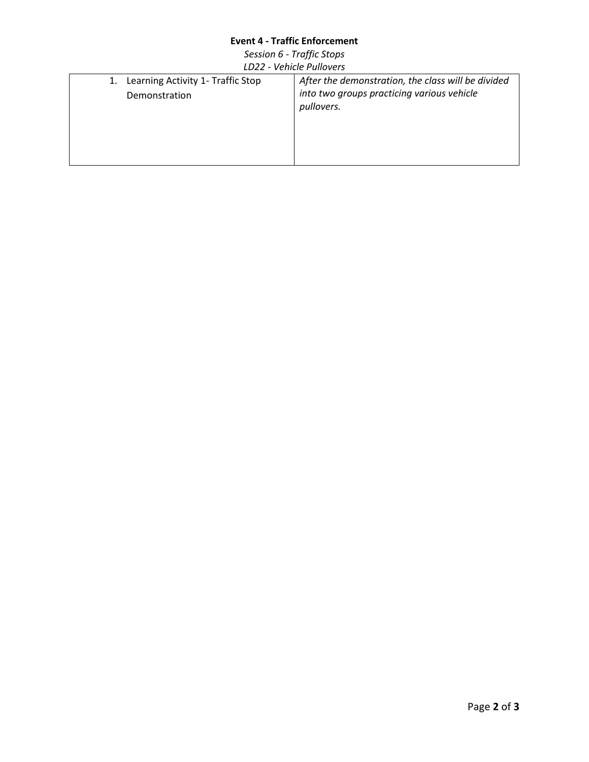**Event 4 - Traffic Enforcement**

*Session 6 - Traffic Stops*

*LD22 - Vehicle Pullovers*

| | |
|---|---|
| 1. Learning Activity 1- Traffic Stop Demonstration | *After the demonstration, the class will be divided into two groups practicing various vehicle pullovers.* |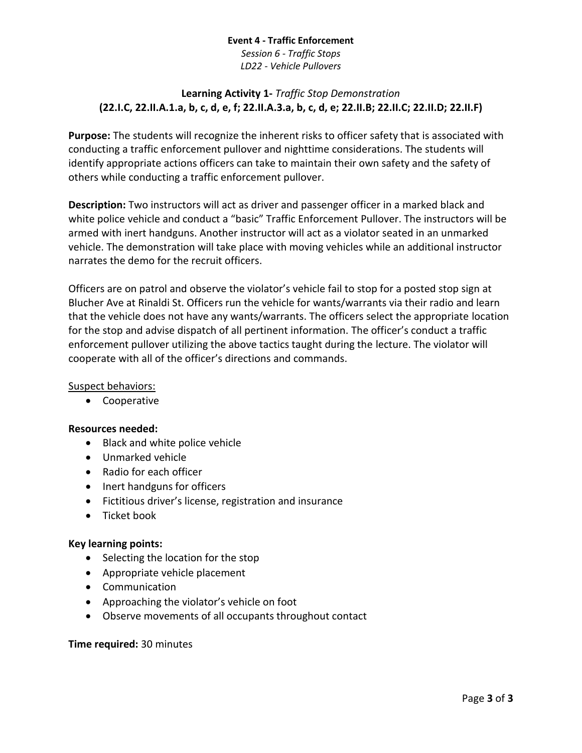**Event 4 - Traffic Enforcement**

*Session 6 - Traffic Stops*

*LD22 - Vehicle Pullovers*

## Learning Activity 1- *Traffic Stop Demonstration* (22.I.C, 22.II.A.1.a, b, c, d, e, f; 22.II.A.3.a, b, c, d, e; 22.II.B; 22.II.C; 22.II.D; 22.II.F)

**Purpose:** The students will recognize the inherent risks to officer safety that is associated with conducting a traffic enforcement pullover and nighttime considerations. The students will identify appropriate actions officers can take to maintain their own safety and the safety of others while conducting a traffic enforcement pullover.

**Description:** Two instructors will act as driver and passenger officer in a marked black and white police vehicle and conduct a "basic" Traffic Enforcement Pullover. The instructors will be armed with inert handguns. Another instructor will act as a violator seated in an unmarked vehicle. The demonstration will take place with moving vehicles while an additional instructor narrates the demo for the recruit officers.

Officers are on patrol and observe the violator's vehicle fail to stop for a posted stop sign at Blucher Ave at Rinaldi St. Officers run the vehicle for wants/warrants via their radio and learn that the vehicle does not have any wants/warrants. The officers select the appropriate location for the stop and advise dispatch of all pertinent information. The officer's conduct a traffic enforcement pullover utilizing the above tactics taught during the lecture. The violator will cooperate with all of the officer's directions and commands.

<u>Suspect behaviors:</u>

- Cooperative

**Resources needed:**

- Black and white police vehicle
- Unmarked vehicle
- Radio for each officer
- Inert handguns for officers
- Fictitious driver's license, registration and insurance
- Ticket book

**Key learning points:**

- Selecting the location for the stop
- Appropriate vehicle placement
- Communication
- Approaching the violator's vehicle on foot
- Observe movements of all occupants throughout contact

**Time required:** 30 minutes